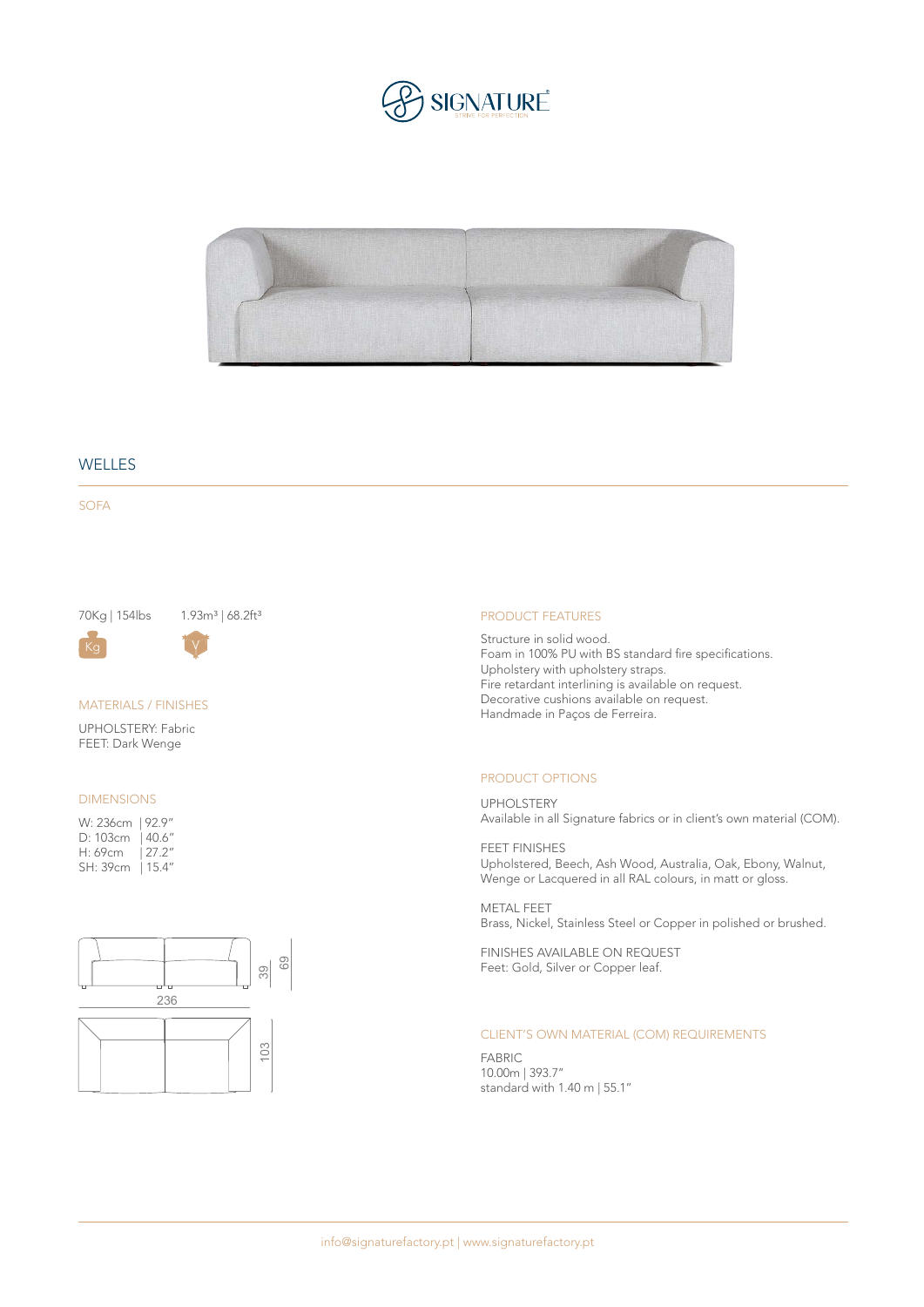SIGNATURE
STRIVE FOR PERFECTION

# WELLES

## SOFA

70Kg | 154lbs    1.93m³ | 68.2ft³

### MATERIALS / FINISHES

UPHOLSTERY: Fabric
FEET: Dark Wenge

### DIMENSIONS

W: 236cm | 92.9"
D: 103cm | 40.6"
H: 69cm | 27.2"
SH: 39cm | 15.4"

### PRODUCT FEATURES

Structure in solid wood.
Foam in 100% PU with BS standard fire specifications.
Upholstery with upholstery straps.
Fire retardant interlining is available on request.
Decorative cushions available on request.
Handmade in Paços de Ferreira.

### PRODUCT OPTIONS

UPHOLSTERY
Available in all Signature fabrics or in client's own material (COM).

FEET FINISHES
Upholstered, Beech, Ash Wood, Australia, Oak, Ebony, Walnut, Wenge or Lacquered in all RAL colours, in matt or gloss.

METAL FEET
Brass, Nickel, Stainless Steel or Copper in polished or brushed.

FINISHES AVAILABLE ON REQUEST
Feet: Gold, Silver or Copper leaf.

### CLIENT'S OWN MATERIAL (COM) REQUIREMENTS

FABRIC
10.00m | 393.7"
standard with 1.40 m | 55.1"

info@signaturefactory.pt | www.signaturefactory.pt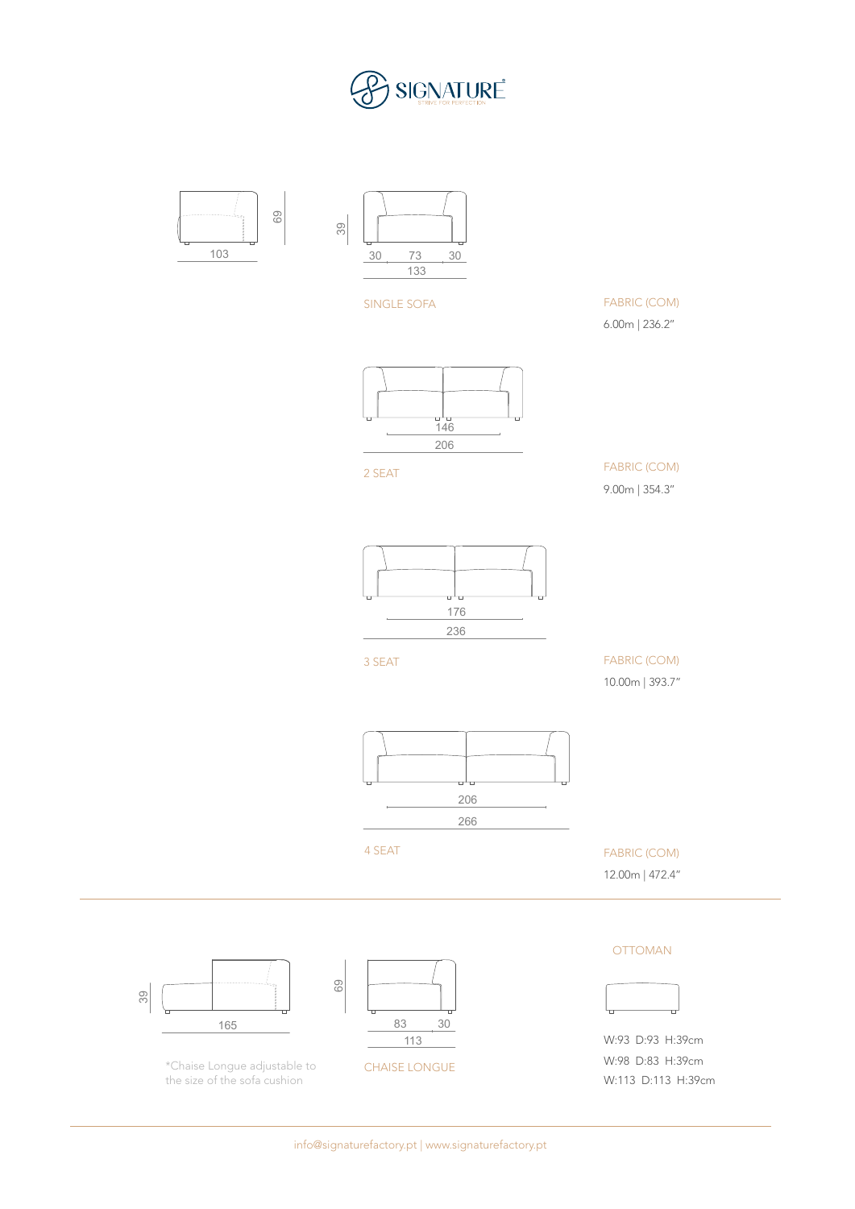SIGNATURE
STRIVE FOR PERFECTION

103
69
39
30 73 30
133

SINGLE SOFA

FABRIC (COM)
6.00m | 236.2"

146
206

2 SEAT

FABRIC (COM)
9.00m | 354.3"

176
236

3 SEAT

FABRIC (COM)
10.00m | 393.7"

206
266

4 SEAT

FABRIC (COM)
12.00m | 472.4"

39
165

*Chaise Longue adjustable to the size of the sofa cushion

69
83 30
113

CHAISE LONGUE

OTTOMAN

W:93 D:93 H:39cm
W:98 D:83 H:39cm
W:113 D:113 H:39cm

info@signaturefactory.pt | www.signaturefactory.pt